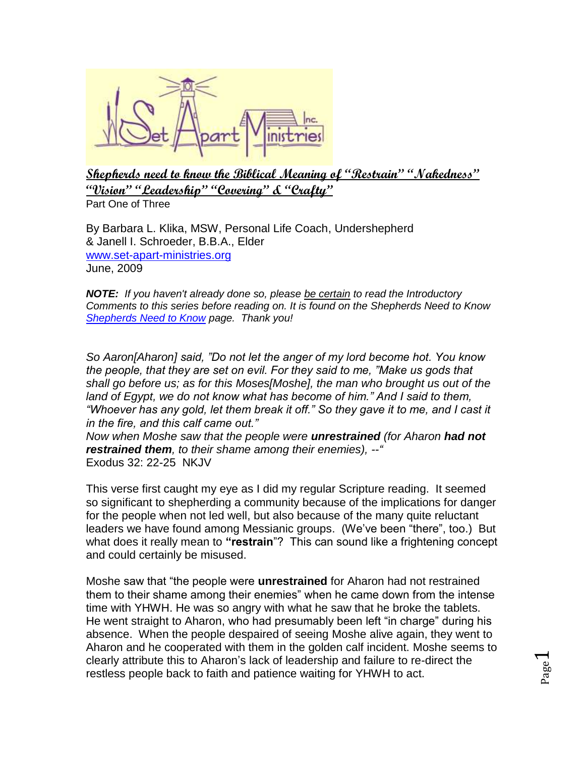## Shepherds need to know the Biblical Meaning of "Restrain" "Nakedness" "Vision" "Leadership" "Covering" & "Crafty"

Part One of Three

By Barbara L. Klika, MSW, Personal Life Coach, Undershepherd
& Janell I. Schroeder, B.B.A., Elder
www.set-apart-ministries.org
June, 2009

***NOTE:** If you haven't already done so, please be certain to read the Introductory Comments to this series before reading on. It is found on the Shepherds Need to Know [Shepherds Need to Know](#) page. Thank you!*

*So Aaron[Aharon] said, "Do not let the anger of my lord become hot. You know the people, that they are set on evil. For they said to me, "Make us gods that shall go before us; as for this Moses[Moshe], the man who brought us out of the land of Egypt, we do not know what has become of him." And I said to them, "Whoever has any gold, let them break it off." So they gave it to me, and I cast it in the fire, and this calf came out."*
*Now when Moshe saw that the people were **unrestrained** (for Aharon **had not restrained them**, to their shame among their enemies), --"*
Exodus 32: 22-25 NKJV

This verse first caught my eye as I did my regular Scripture reading. It seemed so significant to shepherding a community because of the implications for danger for the people when not led well, but also because of the many quite reluctant leaders we have found among Messianic groups. (We've been "there", too.) But what does it really mean to **"restrain"**? This can sound like a frightening concept and could certainly be misused.

Moshe saw that "the people were **unrestrained** for Aharon had not restrained them to their shame among their enemies" when he came down from the intense time with YHWH. He was so angry with what he saw that he broke the tablets. He went straight to Aharon, who had presumably been left "in charge" during his absence. When the people despaired of seeing Moshe alive again, they went to Aharon and he cooperated with them in the golden calf incident. Moshe seems to clearly attribute this to Aharon's lack of leadership and failure to re-direct the restless people back to faith and patience waiting for YHWH to act.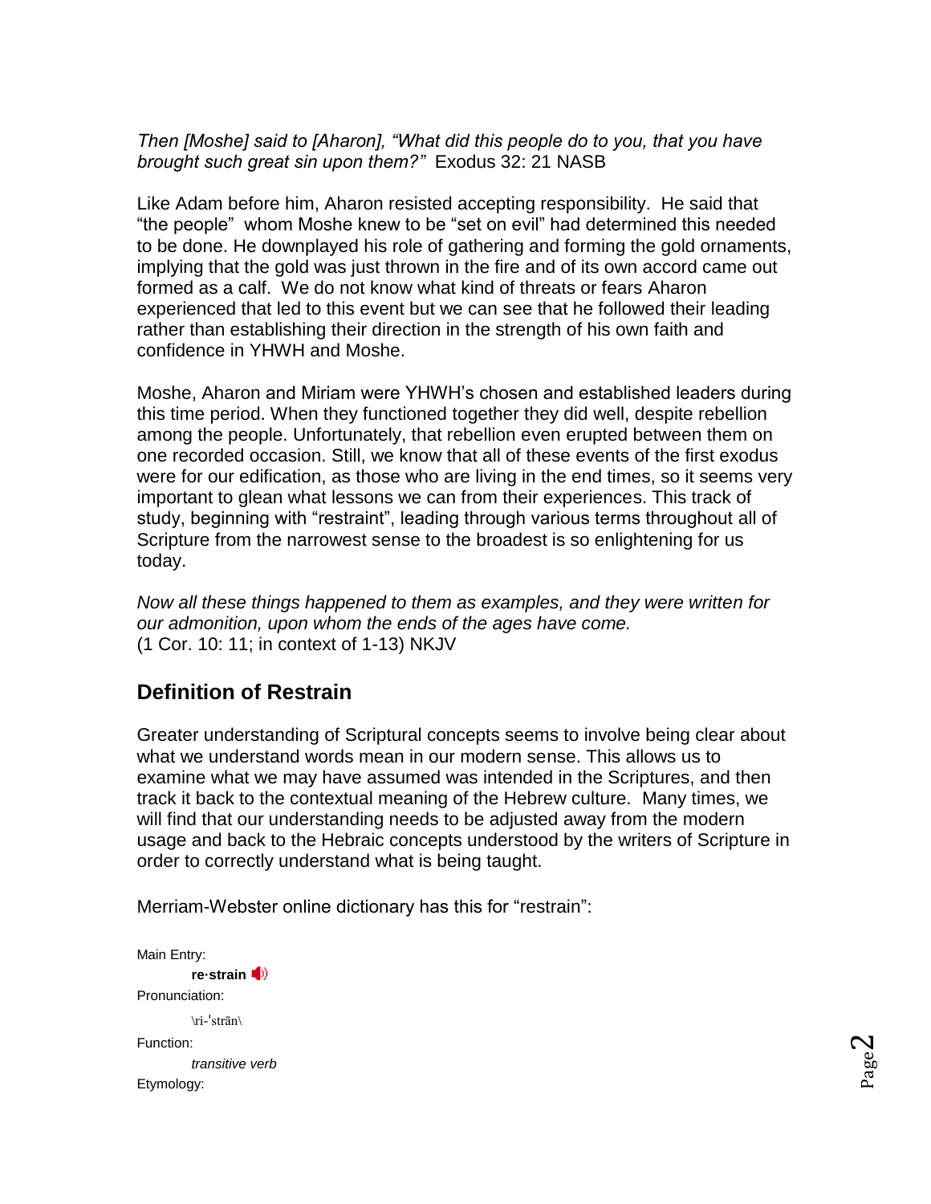*Then [Moshe] said to [Aharon], "What did this people do to you, that you have brought such great sin upon them?"* Exodus 32: 21 NASB

Like Adam before him, Aharon resisted accepting responsibility. He said that "the people" whom Moshe knew to be "set on evil" had determined this needed to be done. He downplayed his role of gathering and forming the gold ornaments, implying that the gold was just thrown in the fire and of its own accord came out formed as a calf. We do not know what kind of threats or fears Aharon experienced that led to this event but we can see that he followed their leading rather than establishing their direction in the strength of his own faith and confidence in YHWH and Moshe.

Moshe, Aharon and Miriam were YHWH's chosen and established leaders during this time period. When they functioned together they did well, despite rebellion among the people. Unfortunately, that rebellion even erupted between them on one recorded occasion. Still, we know that all of these events of the first exodus were for our edification, as those who are living in the end times, so it seems very important to glean what lessons we can from their experiences. This track of study, beginning with "restraint", leading through various terms throughout all of Scripture from the narrowest sense to the broadest is so enlightening for us today.

*Now all these things happened to them as examples, and they were written for our admonition, upon whom the ends of the ages have come.*
(1 Cor. 10: 11; in context of 1-13) NKJV

## Definition of Restrain

Greater understanding of Scriptural concepts seems to involve being clear about what we understand words mean in our modern sense. This allows us to examine what we may have assumed was intended in the Scriptures, and then track it back to the contextual meaning of the Hebrew culture. Many times, we will find that our understanding needs to be adjusted away from the modern usage and back to the Hebraic concepts understood by the writers of Scripture in order to correctly understand what is being taught.

Merriam-Webster online dictionary has this for "restrain":

Main Entry:
**re·strain**

Pronunciation:
\ri-ˈstrān\

Function:
*transitive verb*

Etymology: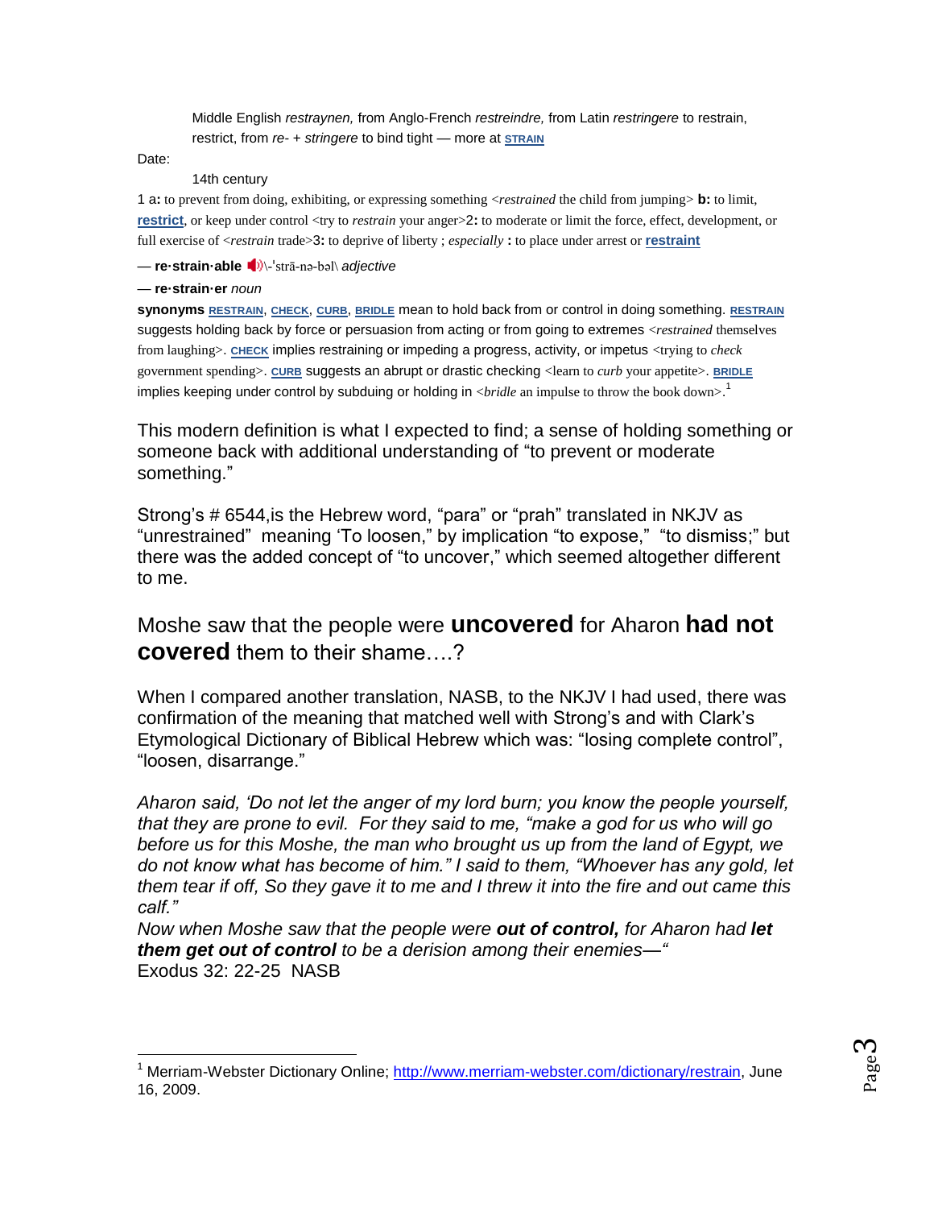Middle English *restraynen,* from Anglo-French *restreindre,* from Latin *restringere* to restrain, restrict, from *re-* + *stringere* to bind tight — more at **STRAIN**

Date:

14th century

1 a**:** to prevent from doing, exhibiting, or expressing something <*restrained* the child from jumping> **b:** to limit, **restrict**, or keep under control <try to *restrain* your anger>2**:** to moderate or limit the force, effect, development, or full exercise of <*restrain* trade>3**:** to deprive of liberty ; *especially* **:** to place under arrest or **restraint**

— **re·strain·able** \-ˈstrā-nə-bəl\ *adjective*

— **re·strain·er** *noun*

**synonyms** **RESTRAIN**, **CHECK**, **CURB**, **BRIDLE** mean to hold back from or control in doing something. **RESTRAIN** suggests holding back by force or persuasion from acting or from going to extremes <*restrained* themselves from laughing>. **CHECK** implies restraining or impeding a progress, activity, or impetus <trying to *check* government spending>. **CURB** suggests an abrupt or drastic checking <learn to *curb* your appetite>. **BRIDLE** implies keeping under control by subduing or holding in <*bridle* an impulse to throw the book down>.[1]

This modern definition is what I expected to find; a sense of holding something or someone back with additional understanding of "to prevent or moderate something."

Strong's # 6544,is the Hebrew word, "para" or "prah" translated in NKJV as "unrestrained" meaning 'To loosen," by implication "to expose," "to dismiss;" but there was the added concept of "to uncover," which seemed altogether different to me.

Moshe saw that the people were **uncovered** for Aharon **had not covered** them to their shame….?

When I compared another translation, NASB, to the NKJV I had used, there was confirmation of the meaning that matched well with Strong's and with Clark's Etymological Dictionary of Biblical Hebrew which was: "losing complete control", "loosen, disarrange."

*Aharon said, 'Do not let the anger of my lord burn; you know the people yourself, that they are prone to evil. For they said to me, "make a god for us who will go before us for this Moshe, the man who brought us up from the land of Egypt, we do not know what has become of him." I said to them, "Whoever has any gold, let them tear if off, So they gave it to me and I threw it into the fire and out came this calf."*
*Now when Moshe saw that the people were* ***out of control,*** *for Aharon had* ***let them get out of control*** *to be a derision among their enemies—"*
Exodus 32: 22-25 NASB

[1] Merriam-Webster Dictionary Online; http://www.merriam-webster.com/dictionary/restrain, June 16, 2009.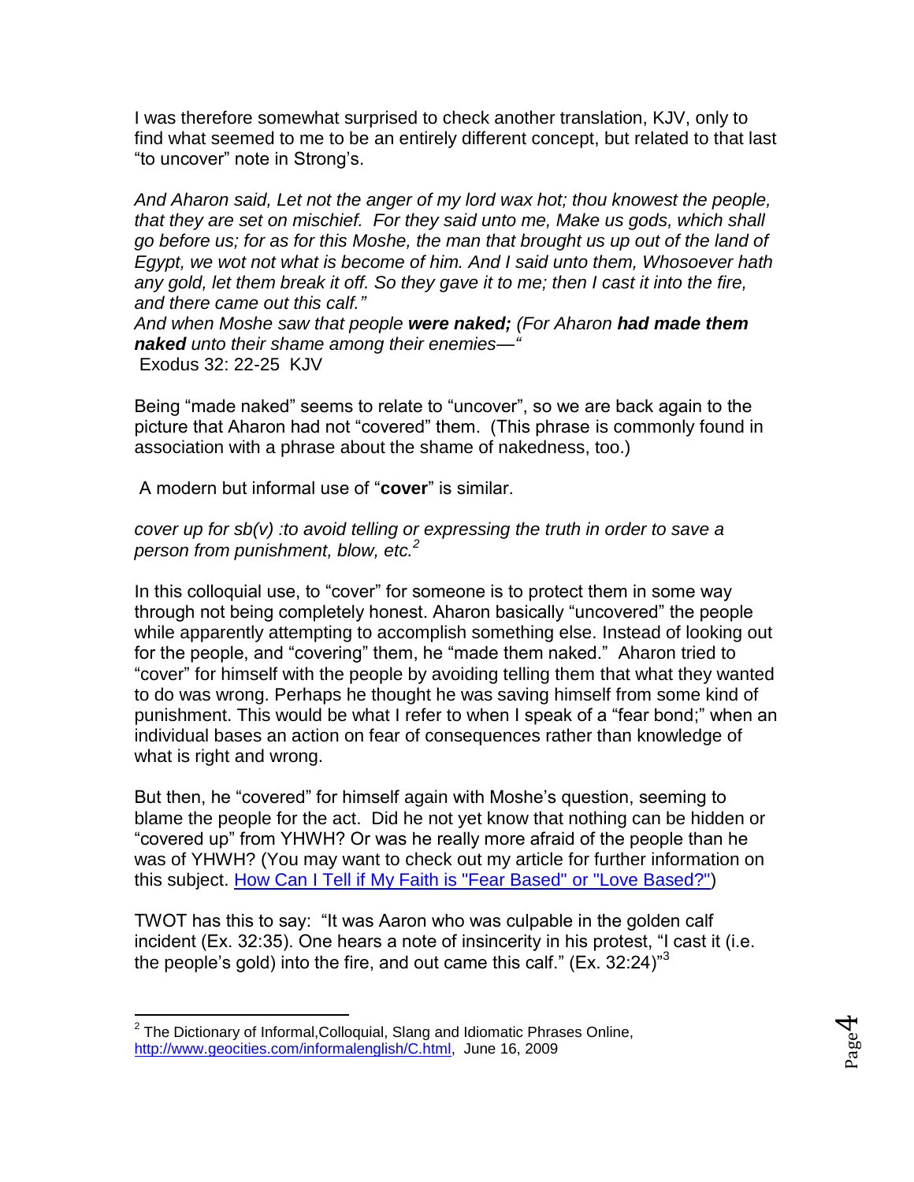I was therefore somewhat surprised to check another translation, KJV, only to find what seemed to me to be an entirely different concept, but related to that last "to uncover" note in Strong's.

*And Aharon said, Let not the anger of my lord wax hot; thou knowest the people, that they are set on mischief. For they said unto me, Make us gods, which shall go before us; for as for this Moshe, the man that brought us up out of the land of Egypt, we wot not what is become of him. And I said unto them, Whosoever hath any gold, let them break it off. So they gave it to me; then I cast it into the fire, and there came out this calf."*
*And when Moshe saw that people **were naked;** (For Aharon **had made them naked** unto their shame among their enemies—"*
Exodus 32: 22-25 KJV

Being "made naked" seems to relate to "uncover", so we are back again to the picture that Aharon had not "covered" them. (This phrase is commonly found in association with a phrase about the shame of nakedness, too.)

A modern but informal use of "**cover**" is similar.

*cover up for sb(v) :to avoid telling or expressing the truth in order to save a person from punishment, blow, etc.*[2]

In this colloquial use, to "cover" for someone is to protect them in some way through not being completely honest. Aharon basically "uncovered" the people while apparently attempting to accomplish something else. Instead of looking out for the people, and "covering" them, he "made them naked." Aharon tried to "cover" for himself with the people by avoiding telling them that what they wanted to do was wrong. Perhaps he thought he was saving himself from some kind of punishment. This would be what I refer to when I speak of a "fear bond;" when an individual bases an action on fear of consequences rather than knowledge of what is right and wrong.

But then, he "covered" for himself again with Moshe's question, seeming to blame the people for the act. Did he not yet know that nothing can be hidden or "covered up" from YHWH? Or was he really more afraid of the people than he was of YHWH? (You may want to check out my article for further information on this subject. [How Can I Tell if My Faith is "Fear Based" or "Love Based?"])

TWOT has this to say: "It was Aaron who was culpable in the golden calf incident (Ex. 32:35). One hears a note of insincerity in his protest, "I cast it (i.e. the people's gold) into the fire, and out came this calf." (Ex. 32:24)"[3]

---

[2] The Dictionary of Informal,Colloquial, Slang and Idiomatic Phrases Online, http://www.geocities.com/informalenglish/C.html, June 16, 2009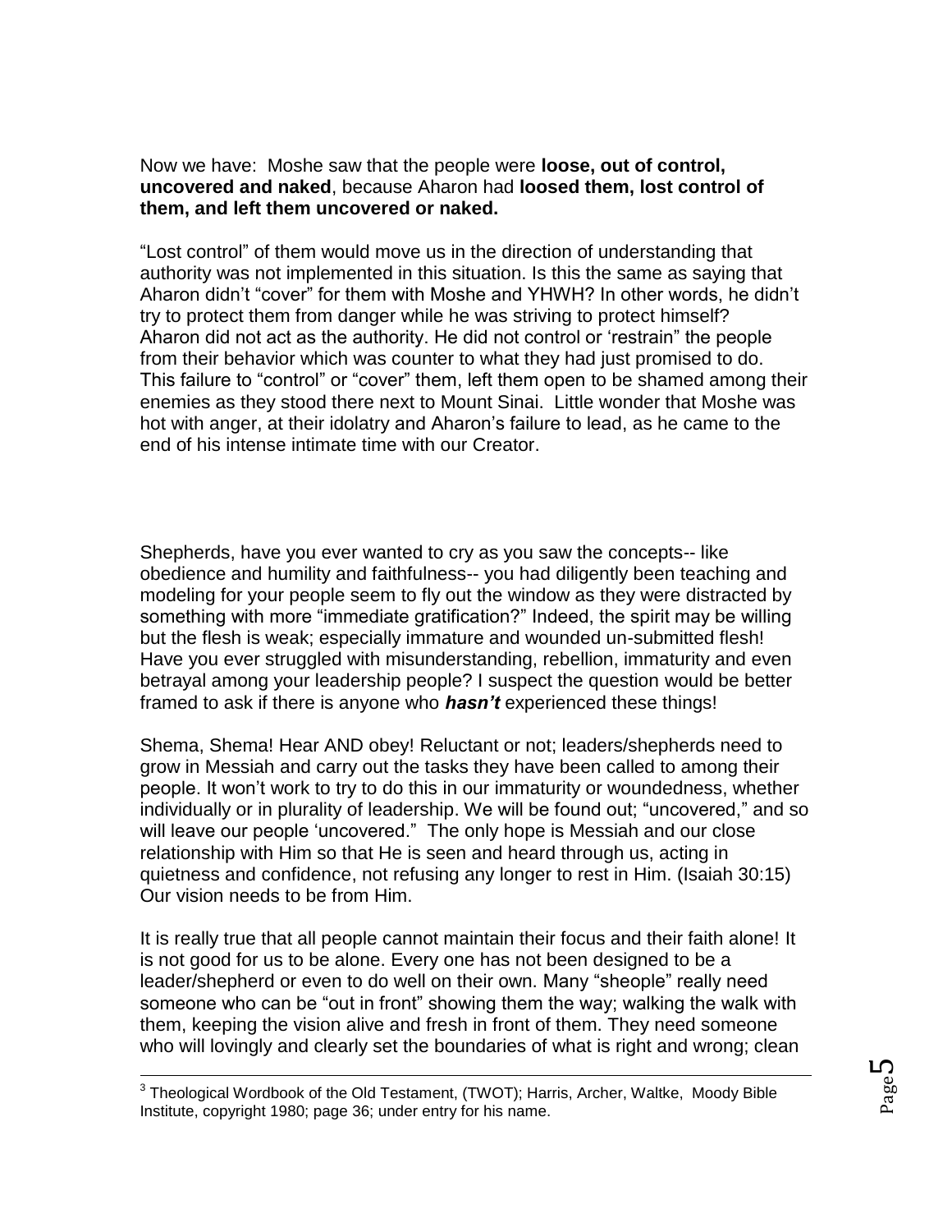Now we have: Moshe saw that the people were **loose, out of control, uncovered and naked**, because Aharon had **loosed them, lost control of them, and left them uncovered or naked.**

“Lost control” of them would move us in the direction of understanding that authority was not implemented in this situation. Is this the same as saying that Aharon didn’t “cover” for them with Moshe and YHWH? In other words, he didn’t try to protect them from danger while he was striving to protect himself? Aharon did not act as the authority. He did not control or ‘restrain” the people from their behavior which was counter to what they had just promised to do. This failure to “control” or “cover” them, left them open to be shamed among their enemies as they stood there next to Mount Sinai. Little wonder that Moshe was hot with anger, at their idolatry and Aharon’s failure to lead, as he came to the end of his intense intimate time with our Creator.

Shepherds, have you ever wanted to cry as you saw the concepts-- like obedience and humility and faithfulness-- you had diligently been teaching and modeling for your people seem to fly out the window as they were distracted by something with more “immediate gratification?” Indeed, the spirit may be willing but the flesh is weak; especially immature and wounded un-submitted flesh! Have you ever struggled with misunderstanding, rebellion, immaturity and even betrayal among your leadership people? I suspect the question would be better framed to ask if there is anyone who ***hasn’t*** experienced these things!

Shema, Shema! Hear AND obey! Reluctant or not; leaders/shepherds need to grow in Messiah and carry out the tasks they have been called to among their people. It won’t work to try to do this in our immaturity or woundedness, whether individually or in plurality of leadership. We will be found out; “uncovered,” and so will leave our people ‘uncovered.” The only hope is Messiah and our close relationship with Him so that He is seen and heard through us, acting in quietness and confidence, not refusing any longer to rest in Him. (Isaiah 30:15) Our vision needs to be from Him.

It is really true that all people cannot maintain their focus and their faith alone! It is not good for us to be alone. Every one has not been designed to be a leader/shepherd or even to do well on their own. Many “sheople” really need someone who can be “out in front” showing them the way; walking the walk with them, keeping the vision alive and fresh in front of them. They need someone who will lovingly and clearly set the boundaries of what is right and wrong; clean

[3] Theological Wordbook of the Old Testament, (TWOT); Harris, Archer, Waltke, Moody Bible Institute, copyright 1980; page 36; under entry for his name.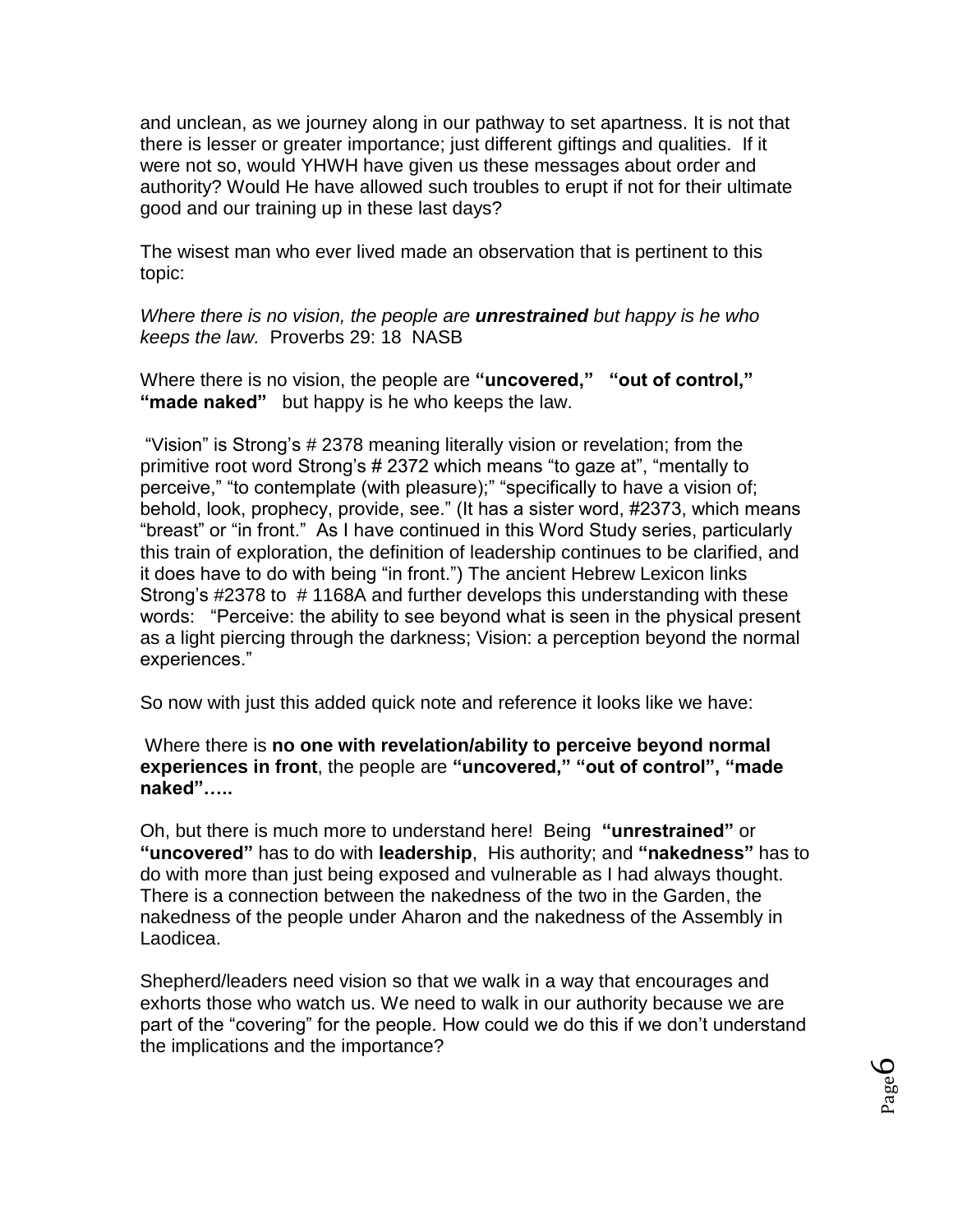and unclean, as we journey along in our pathway to set apartness. It is not that there is lesser or greater importance; just different giftings and qualities. If it were not so, would YHWH have given us these messages about order and authority? Would He have allowed such troubles to erupt if not for their ultimate good and our training up in these last days?

The wisest man who ever lived made an observation that is pertinent to this topic:

*Where there is no vision, the people are **unrestrained** but happy is he who keeps the law.* Proverbs 29: 18 NASB

Where there is no vision, the people are **"uncovered," "out of control," "made naked"** but happy is he who keeps the law.

"Vision" is Strong's # 2378 meaning literally vision or revelation; from the primitive root word Strong's # 2372 which means "to gaze at", "mentally to perceive," "to contemplate (with pleasure);" "specifically to have a vision of; behold, look, prophecy, provide, see." (It has a sister word, #2373, which means "breast" or "in front." As I have continued in this Word Study series, particularly this train of exploration, the definition of leadership continues to be clarified, and it does have to do with being "in front.") The ancient Hebrew Lexicon links Strong's #2378 to # 1168A and further develops this understanding with these words: "Perceive: the ability to see beyond what is seen in the physical present as a light piercing through the darkness; Vision: a perception beyond the normal experiences."

So now with just this added quick note and reference it looks like we have:

Where there is **no one with revelation/ability to perceive beyond normal experiences in front**, the people are **"uncovered," "out of control", "made naked"…..**

Oh, but there is much more to understand here! Being **"unrestrained"** or **"uncovered"** has to do with **leadership**, His authority; and **"nakedness"** has to do with more than just being exposed and vulnerable as I had always thought. There is a connection between the nakedness of the two in the Garden, the nakedness of the people under Aharon and the nakedness of the Assembly in Laodicea.

Shepherd/leaders need vision so that we walk in a way that encourages and exhorts those who watch us. We need to walk in our authority because we are part of the "covering" for the people. How could we do this if we don't understand the implications and the importance?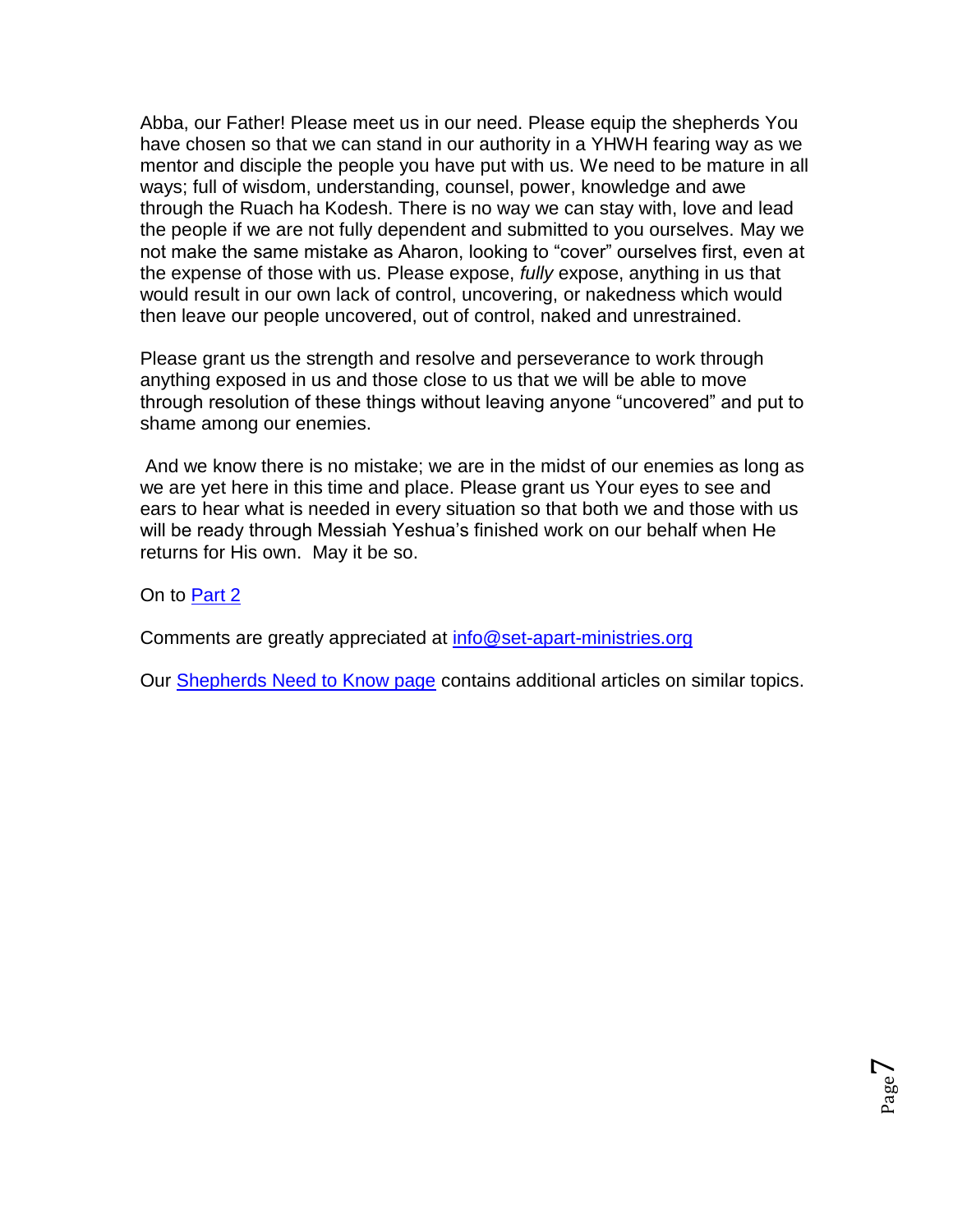Abba, our Father! Please meet us in our need. Please equip the shepherds You have chosen so that we can stand in our authority in a YHWH fearing way as we mentor and disciple the people you have put with us. We need to be mature in all ways; full of wisdom, understanding, counsel, power, knowledge and awe through the Ruach ha Kodesh. There is no way we can stay with, love and lead the people if we are not fully dependent and submitted to you ourselves. May we not make the same mistake as Aharon, looking to "cover" ourselves first, even at the expense of those with us. Please expose, *fully* expose, anything in us that would result in our own lack of control, uncovering, or nakedness which would then leave our people uncovered, out of control, naked and unrestrained.

Please grant us the strength and resolve and perseverance to work through anything exposed in us and those close to us that we will be able to move through resolution of these things without leaving anyone "uncovered" and put to shame among our enemies.

And we know there is no mistake; we are in the midst of our enemies as long as we are yet here in this time and place. Please grant us Your eyes to see and ears to hear what is needed in every situation so that both we and those with us will be ready through Messiah Yeshua's finished work on our behalf when He returns for His own. May it be so.

On to Part 2

Comments are greatly appreciated at info@set-apart-ministries.org

Our Shepherds Need to Know page contains additional articles on similar topics.